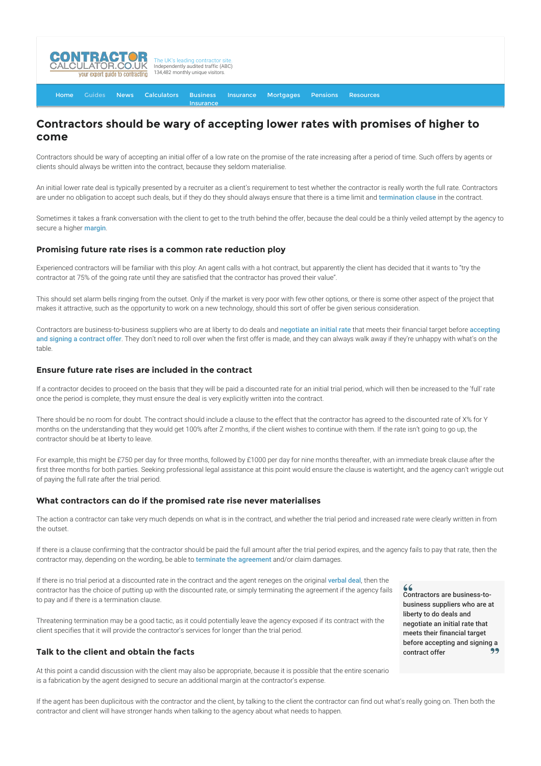# Contractors should be wary of accepting lower rates with promises of higher to come

Contractors should be wary of accepting an initial offer of a low rate on the promise of the rate increasing after a period of time. Such offers by agents or clients should always be written into the contract, because they seldom materialise.

An initial lower rate deal is typically presented by a recruiter as a client's requirement to test whether the contractor is really worth the full rate. Contractors are under no obligation to accept such deals, but if they do they should always ensure that there is a time limit and termination clause in the contract.

Sometimes it takes a frank conversation with the client to get to the truth behind the offer, because the deal could be a thinly veiled attempt by the agency to secure a higher margin.

## Promising future rate rises is a common rate reduction ploy

Experienced contractors will be familiar with this ploy: An agent calls with a hot contract, but apparently the client has decided that it wants to "try the contractor at 75% of the going rate until they are satisfied that the contractor has proved their value".

This should set alarm bells ringing from the outset. Only if the market is very poor with few other options, or there is some other aspect of the project that makes it attractive, such as the opportunity to work on a new technology, should this sort of offer be given serious consideration.

Contractors are business-to-business suppliers who are at liberty to do deals and negotiate an initial rate that meets their financial target before accepting and signing a contract offer. They don't need to roll over when the first offer is made, and they can always walk away if they're unhappy with what's on the table.

## Ensure future rate rises are included in the contract

If a contractor decides to proceed on the basis that they will be paid a discounted rate for an initial trial period, which will then be increased to the 'full' rate once the period is complete, they must ensure the deal is very explicitly written into the contract.

There should be no room for doubt. The contract should include a clause to the effect that the contractor has agreed to the discounted rate of X% for Y months on the understanding that they would get 100% after Z months, if the client wishes to continue with them. If the rate isn't going to go up, the contractor should be at liberty to leave.

For example, this might be £750 per day for three months, followed by £1000 per day for nine months thereafter, with an immediate break clause after the first three months for both parties. Seeking professional legal assistance at this point would ensure the clause is watertight, and the agency can't wriggle out of paying the full rate after the trial period.

## What contractors can do if the promised rate rise never materialises

The action a contractor can take very much depends on what is in the contract, and whether the trial period and increased rate were clearly written in from the outset.

If there is a clause confirming that the contractor should be paid the full amount after the trial period expires, and the agency fails to pay that rate, then the contractor may, depending on the wording, be able to terminate the agreement and/or claim damages.

If there is no trial period at a discounted rate in the contract and the agent reneges on the original verbal deal, then the contractor has the choice of putting up with the discounted rate, or simply terminating the agreement if the agency fails to pay and if there is a termination clause.

Threatening termination may be a good tactic, as it could potentially leave the agency exposed if its contract with the client specifies that it will provide the contractor's services for longer than the trial period.

> "Contractors are business-to-business suppliers who are at liberty to do deals and negotiate an initial rate that meets their financial target before accepting and signing a contract offer"

## Talk to the client and obtain the facts

At this point a candid discussion with the client may also be appropriate, because it is possible that the entire scenario is a fabrication by the agent designed to secure an additional margin at the contractor's expense.

If the agent has been duplicitous with the contractor and the client, by talking to the client the contractor can find out what's really going on. Then both the contractor and client will have stronger hands when talking to the agency about what needs to happen.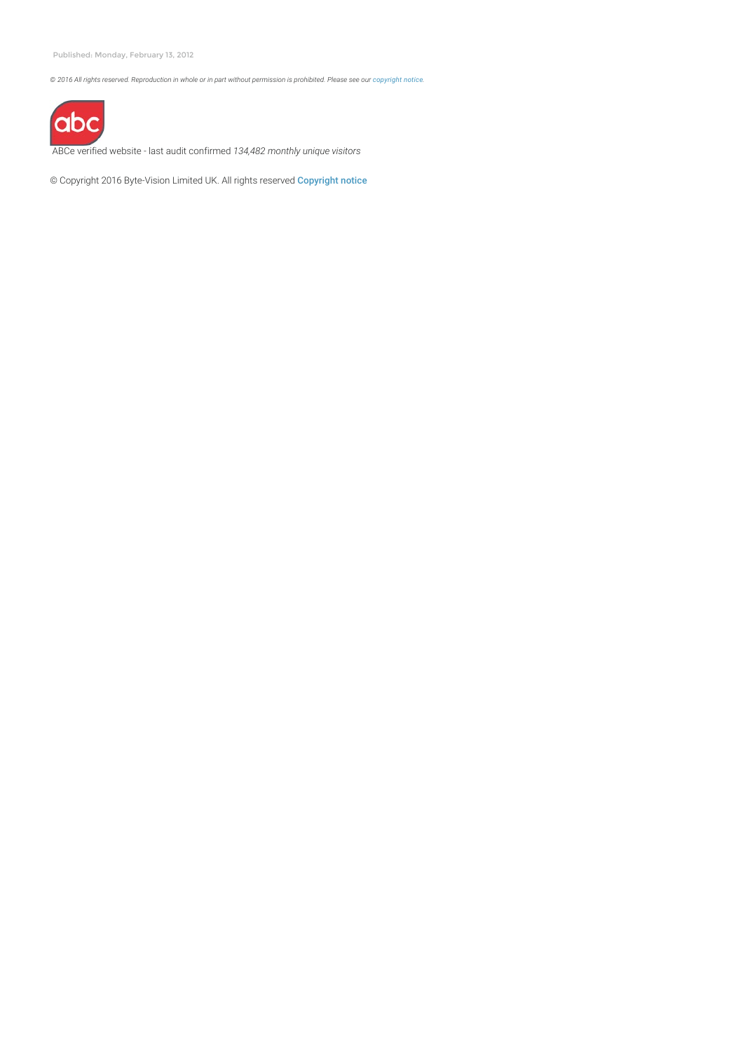Published: Monday, February 13, 2012

*© 2016 All rights reserved. Reproduction in whole or in part without permission is prohibited. Please see our copyright notice.*

ABCe verified website - last audit confirmed *134,482 monthly unique visitors*

© Copyright 2016 Byte-Vision Limited UK. All rights reserved Copyright notice